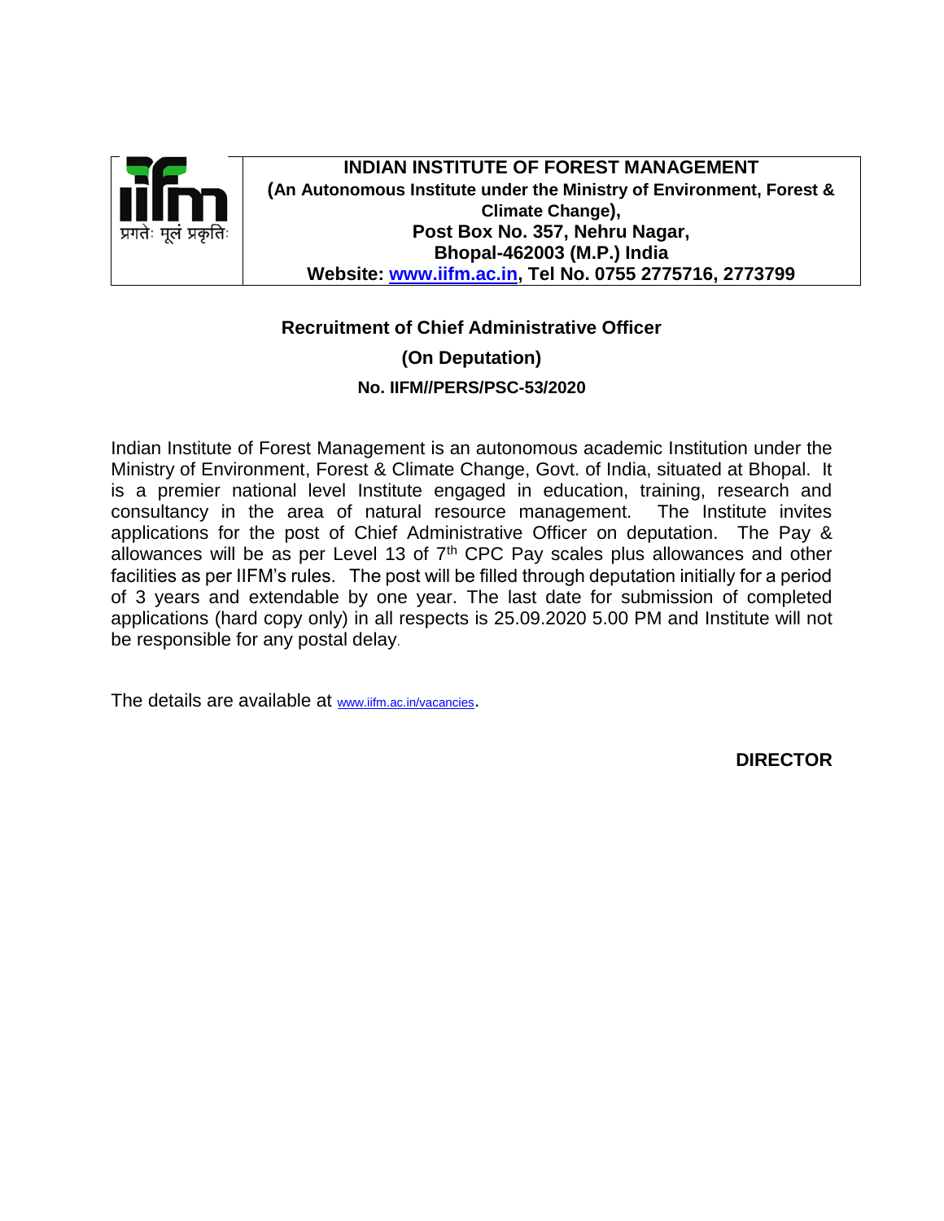**INDIAN INSTITUTE OF FOREST MANAGEMENT**
**(An Autonomous Institute under the Ministry of Environment, Forest & Climate Change),**
**Post Box No. 357, Nehru Nagar,**
**Bhopal-462003 (M.P.) India**
**Website: www.iifm.ac.in, Tel No. 0755 2775716, 2773799**

## Recruitment of Chief Administrative Officer

### (On Deputation)

**No. IIFM//PERS/PSC-53/2020**

Indian Institute of Forest Management is an autonomous academic Institution under the Ministry of Environment, Forest & Climate Change, Govt. of India, situated at Bhopal. It is a premier national level Institute engaged in education, training, research and consultancy in the area of natural resource management. The Institute invites applications for the post of Chief Administrative Officer on deputation. The Pay & allowances will be as per Level 13 of 7th CPC Pay scales plus allowances and other facilities as per IIFM's rules. The post will be filled through deputation initially for a period of 3 years and extendable by one year. The last date for submission of completed applications (hard copy only) in all respects is 25.09.2020 5.00 PM and Institute will not be responsible for any postal delay.

The details are available at www.iifm.ac.in/vacancies.

**DIRECTOR**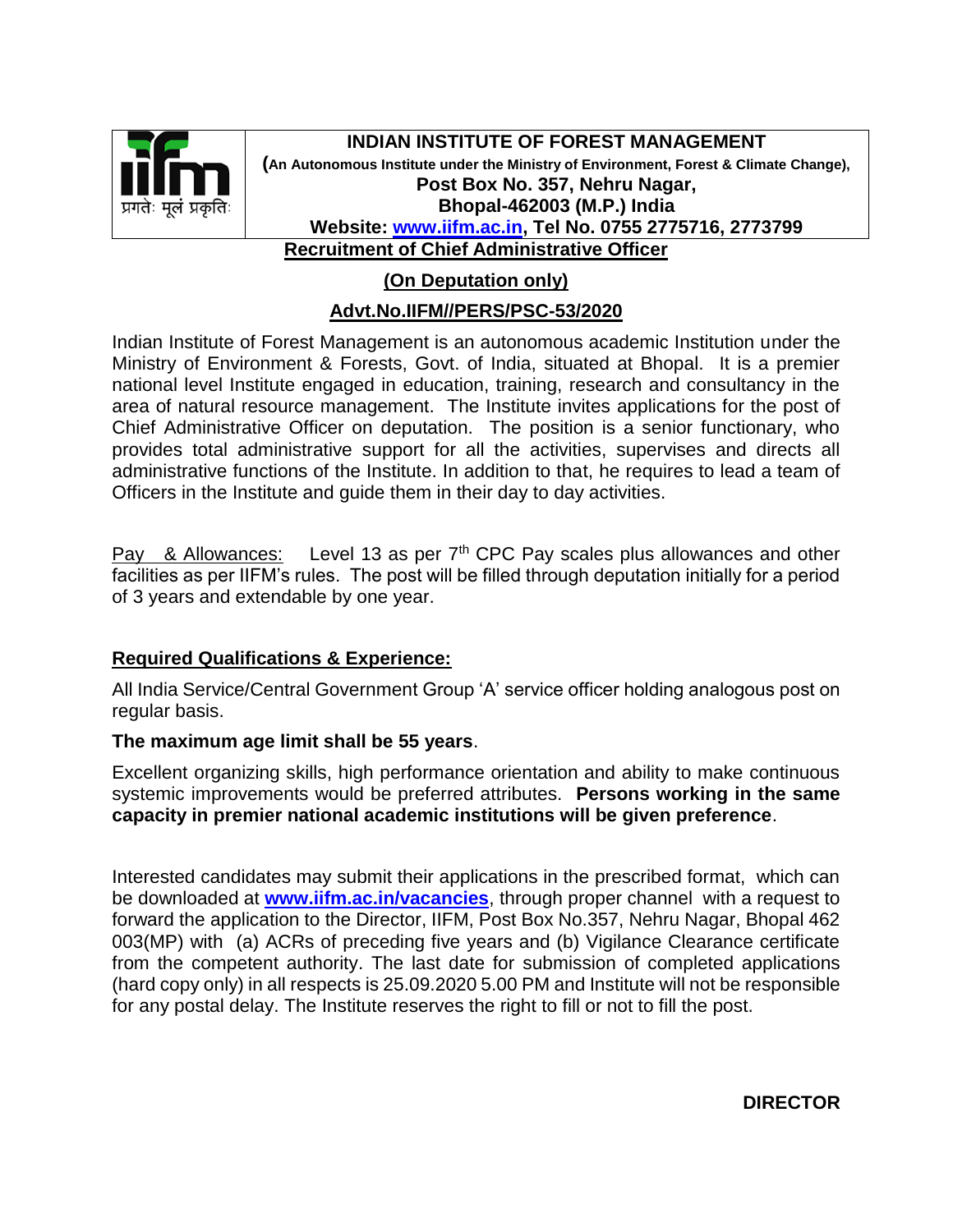# INDIAN INSTITUTE OF FOREST MANAGEMENT

**(An Autonomous Institute under the Ministry of Environment, Forest & Climate Change),**

**Post Box No. 357, Nehru Nagar,**

**Bhopal-462003 (M.P.) India**

**Website: www.iifm.ac.in, Tel No. 0755 2775716, 2773799**

प्रगतेः मूलं प्रकृतिः

## Recruitment of Chief Administrative Officer

## (On Deputation only)

## Advt.No.IIFM//PERS/PSC-53/2020

Indian Institute of Forest Management is an autonomous academic Institution under the Ministry of Environment & Forests, Govt. of India, situated at Bhopal. It is a premier national level Institute engaged in education, training, research and consultancy in the area of natural resource management. The Institute invites applications for the post of Chief Administrative Officer on deputation. The position is a senior functionary, who provides total administrative support for all the activities, supervises and directs all administrative functions of the Institute. In addition to that, he requires to lead a team of Officers in the Institute and guide them in their day to day activities.

Pay & Allowances: Level 13 as per 7th CPC Pay scales plus allowances and other facilities as per IIFM's rules. The post will be filled through deputation initially for a period of 3 years and extendable by one year.

### Required Qualifications & Experience:

All India Service/Central Government Group 'A' service officer holding analogous post on regular basis.

**The maximum age limit shall be 55 years**.

Excellent organizing skills, high performance orientation and ability to make continuous systemic improvements would be preferred attributes. **Persons working in the same capacity in premier national academic institutions will be given preference**.

Interested candidates may submit their applications in the prescribed format, which can be downloaded at **www.iifm.ac.in/vacancies**, through proper channel with a request to forward the application to the Director, IIFM, Post Box No.357, Nehru Nagar, Bhopal 462 003(MP) with (a) ACRs of preceding five years and (b) Vigilance Clearance certificate from the competent authority. The last date for submission of completed applications (hard copy only) in all respects is 25.09.2020 5.00 PM and Institute will not be responsible for any postal delay. The Institute reserves the right to fill or not to fill the post.

**DIRECTOR**